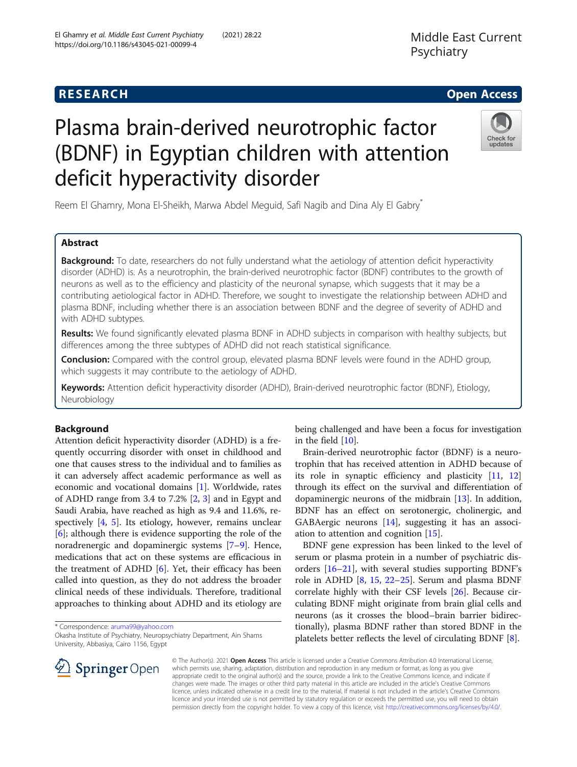RESEARCH

Open Access

# Plasma brain-derived neurotrophic factor (BDNF) in Egyptian children with attention deficit hyperactivity disorder

Reem El Ghamry, Mona El-Sheikh, Marwa Abdel Meguid, Safi Nagib and Dina Aly El Gabry*

## Abstract

**Background:** To date, researchers do not fully understand what the aetiology of attention deficit hyperactivity disorder (ADHD) is. As a neurotrophin, the brain-derived neurotrophic factor (BDNF) contributes to the growth of neurons as well as to the efficiency and plasticity of the neuronal synapse, which suggests that it may be a contributing aetiological factor in ADHD. Therefore, we sought to investigate the relationship between ADHD and plasma BDNF, including whether there is an association between BDNF and the degree of severity of ADHD and with ADHD subtypes.

**Results:** We found significantly elevated plasma BDNF in ADHD subjects in comparison with healthy subjects, but differences among the three subtypes of ADHD did not reach statistical significance.

**Conclusion:** Compared with the control group, elevated plasma BDNF levels were found in the ADHD group, which suggests it may contribute to the aetiology of ADHD.

**Keywords:** Attention deficit hyperactivity disorder (ADHD), Brain-derived neurotrophic factor (BDNF), Etiology, Neurobiology

## Background

Attention deficit hyperactivity disorder (ADHD) is a frequently occurring disorder with onset in childhood and one that causes stress to the individual and to families as it can adversely affect academic performance as well as economic and vocational domains [1]. Worldwide, rates of ADHD range from 3.4 to 7.2% [2, 3] and in Egypt and Saudi Arabia, have reached as high as 9.4 and 11.6%, respectively [4, 5]. Its etiology, however, remains unclear [6]; although there is evidence supporting the role of the noradrenergic and dopaminergic systems [7–9]. Hence, medications that act on these systems are efficacious in the treatment of ADHD [6]. Yet, their efficacy has been called into question, as they do not address the broader clinical needs of these individuals. Therefore, traditional approaches to thinking about ADHD and its etiology are being challenged and have been a focus for investigation in the field [10].

Brain-derived neurotrophic factor (BDNF) is a neurotrophin that has received attention in ADHD because of its role in synaptic efficiency and plasticity [11, 12] through its effect on the survival and differentiation of dopaminergic neurons of the midbrain [13]. In addition, BDNF has an effect on serotonergic, cholinergic, and GABAergic neurons [14], suggesting it has an association to attention and cognition [15].

BDNF gene expression has been linked to the level of serum or plasma protein in a number of psychiatric disorders [16–21], with several studies supporting BDNF's role in ADHD [8, 15, 22–25]. Serum and plasma BDNF correlate highly with their CSF levels [26]. Because circulating BDNF might originate from brain glial cells and neurons (as it crosses the blood–brain barrier bidirectionally), plasma BDNF rather than stored BDNF in the platelets better reflects the level of circulating BDNF [8].

* Correspondence: aruma99@yahoo.com
Okasha Institute of Psychiatry, Neuropsychiatry Department, Ain Shams University, Abbasiya, Cairo 1156, Egypt

© The Author(s). 2021 **Open Access** This article is licensed under a Creative Commons Attribution 4.0 International License, which permits use, sharing, adaptation, distribution and reproduction in any medium or format, as long as you give appropriate credit to the original author(s) and the source, provide a link to the Creative Commons licence, and indicate if changes were made. The images or other third party material in this article are included in the article's Creative Commons licence, unless indicated otherwise in a credit line to the material. If material is not included in the article's Creative Commons licence and your intended use is not permitted by statutory regulation or exceeds the permitted use, you will need to obtain permission directly from the copyright holder. To view a copy of this licence, visit http://creativecommons.org/licenses/by/4.0/.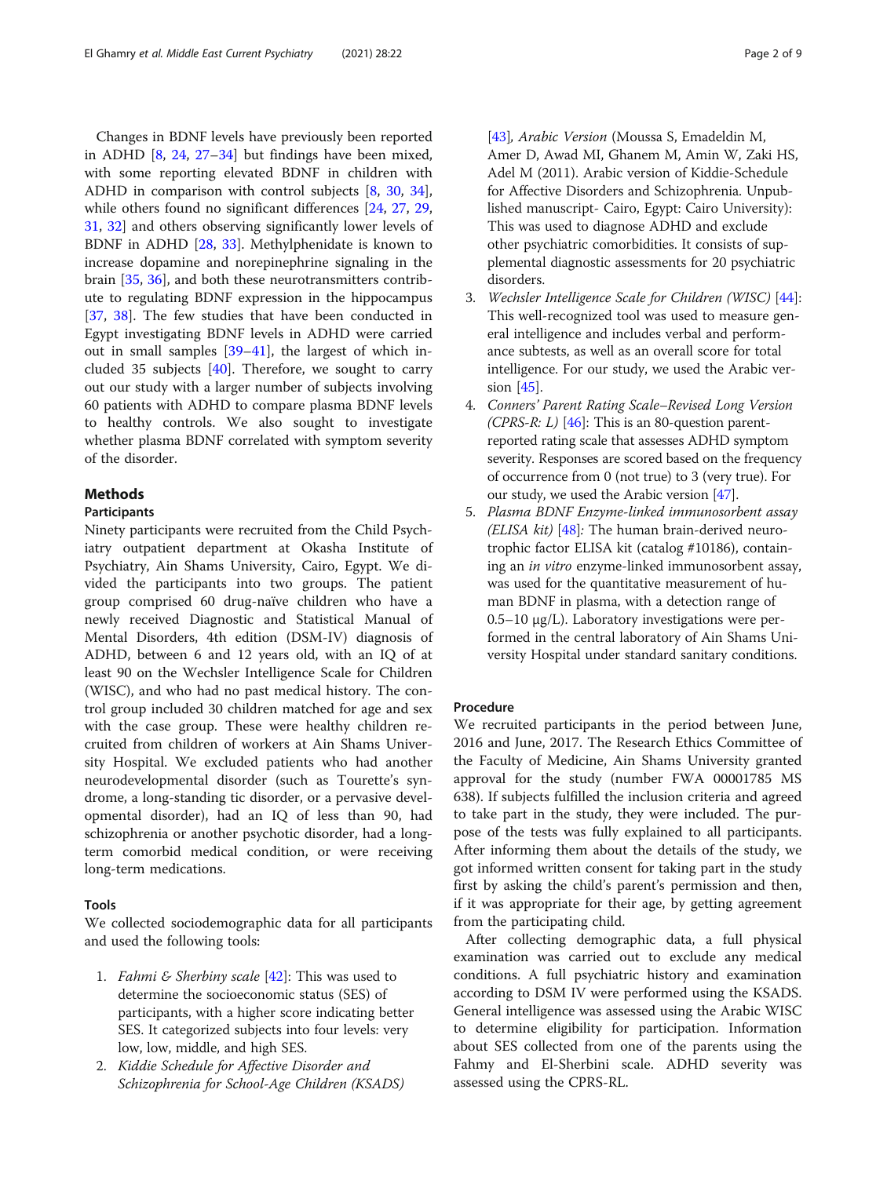Changes in BDNF levels have previously been reported in ADHD [8, 24, 27–34] but findings have been mixed, with some reporting elevated BDNF in children with ADHD in comparison with control subjects [8, 30, 34], while others found no significant differences [24, 27, 29, 31, 32] and others observing significantly lower levels of BDNF in ADHD [28, 33]. Methylphenidate is known to increase dopamine and norepinephrine signaling in the brain [35, 36], and both these neurotransmitters contribute to regulating BDNF expression in the hippocampus [37, 38]. The few studies that have been conducted in Egypt investigating BDNF levels in ADHD were carried out in small samples [39–41], the largest of which included 35 subjects [40]. Therefore, we sought to carry out our study with a larger number of subjects involving 60 patients with ADHD to compare plasma BDNF levels to healthy controls. We also sought to investigate whether plasma BDNF correlated with symptom severity of the disorder.

## Methods

### Participants

Ninety participants were recruited from the Child Psychiatry outpatient department at Okasha Institute of Psychiatry, Ain Shams University, Cairo, Egypt. We divided the participants into two groups. The patient group comprised 60 drug-naïve children who have a newly received Diagnostic and Statistical Manual of Mental Disorders, 4th edition (DSM-IV) diagnosis of ADHD, between 6 and 12 years old, with an IQ of at least 90 on the Wechsler Intelligence Scale for Children (WISC), and who had no past medical history. The control group included 30 children matched for age and sex with the case group. These were healthy children recruited from children of workers at Ain Shams University Hospital. We excluded patients who had another neurodevelopmental disorder (such as Tourette's syndrome, a long-standing tic disorder, or a pervasive developmental disorder), had an IQ of less than 90, had schizophrenia or another psychotic disorder, had a long-term comorbid medical condition, or were receiving long-term medications.

### Tools

We collected sociodemographic data for all participants and used the following tools:

1. *Fahmi & Sherbiny scale* [42]: This was used to determine the socioeconomic status (SES) of participants, with a higher score indicating better SES. It categorized subjects into four levels: very low, low, middle, and high SES.
2. *Kiddie Schedule for Affective Disorder and Schizophrenia for School-Age Children (KSADS)* [43], *Arabic Version* (Moussa S, Emadeldin M, Amer D, Awad MI, Ghanem M, Amin W, Zaki HS, Adel M (2011). Arabic version of Kiddie-Schedule for Affective Disorders and Schizophrenia. Unpublished manuscript- Cairo, Egypt: Cairo University): This was used to diagnose ADHD and exclude other psychiatric comorbidities. It consists of supplemental diagnostic assessments for 20 psychiatric disorders.
3. *Wechsler Intelligence Scale for Children (WISC)* [44]: This well-recognized tool was used to measure general intelligence and includes verbal and performance subtests, as well as an overall score for total intelligence. For our study, we used the Arabic version [45].
4. *Conners' Parent Rating Scale–Revised Long Version (CPRS-R: L)* [46]: This is an 80-question parent-reported rating scale that assesses ADHD symptom severity. Responses are scored based on the frequency of occurrence from 0 (not true) to 3 (very true). For our study, we used the Arabic version [47].
5. *Plasma BDNF Enzyme-linked immunosorbent assay (ELISA kit)* [48]*:* The human brain-derived neurotrophic factor ELISA kit (catalog #10186), containing an *in vitro* enzyme-linked immunosorbent assay, was used for the quantitative measurement of human BDNF in plasma, with a detection range of 0.5–10 μg/L). Laboratory investigations were performed in the central laboratory of Ain Shams University Hospital under standard sanitary conditions.

### Procedure

We recruited participants in the period between June, 2016 and June, 2017. The Research Ethics Committee of the Faculty of Medicine, Ain Shams University granted approval for the study (number FWA 00001785 MS 638). If subjects fulfilled the inclusion criteria and agreed to take part in the study, they were included. The purpose of the tests was fully explained to all participants. After informing them about the details of the study, we got informed written consent for taking part in the study first by asking the child's parent's permission and then, if it was appropriate for their age, by getting agreement from the participating child.

After collecting demographic data, a full physical examination was carried out to exclude any medical conditions. A full psychiatric history and examination according to DSM IV were performed using the KSADS. General intelligence was assessed using the Arabic WISC to determine eligibility for participation. Information about SES collected from one of the parents using the Fahmy and El-Sherbini scale. ADHD severity was assessed using the CPRS-RL.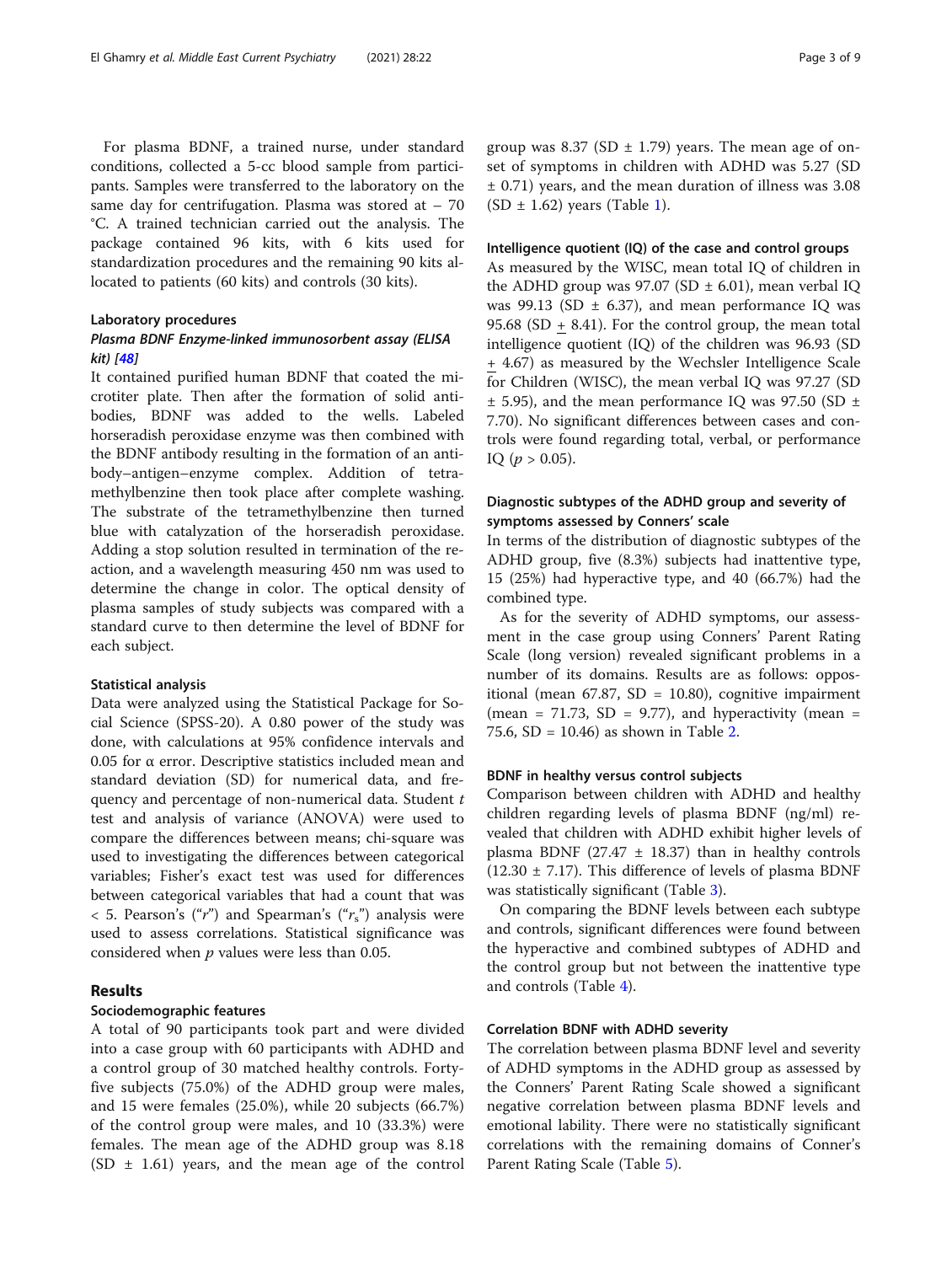For plasma BDNF, a trained nurse, under standard conditions, collected a 5-cc blood sample from participants. Samples were transferred to the laboratory on the same day for centrifugation. Plasma was stored at − 70 °C. A trained technician carried out the analysis. The package contained 96 kits, with 6 kits used for standardization procedures and the remaining 90 kits allocated to patients (60 kits) and controls (30 kits).

### Laboratory procedures

#### *Plasma BDNF Enzyme-linked immunosorbent assay (ELISA kit) [48]*

It contained purified human BDNF that coated the microtiter plate. Then after the formation of solid antibodies, BDNF was added to the wells. Labeled horseradish peroxidase enzyme was then combined with the BDNF antibody resulting in the formation of an antibody–antigen–enzyme complex. Addition of tetramethylbenzine then took place after complete washing. The substrate of the tetramethylbenzine then turned blue with catalyzation of the horseradish peroxidase. Adding a stop solution resulted in termination of the reaction, and a wavelength measuring 450 nm was used to determine the change in color. The optical density of plasma samples of study subjects was compared with a standard curve to then determine the level of BDNF for each subject.

### Statistical analysis

Data were analyzed using the Statistical Package for Social Science (SPSS-20). A 0.80 power of the study was done, with calculations at 95% confidence intervals and 0.05 for α error. Descriptive statistics included mean and standard deviation (SD) for numerical data, and frequency and percentage of non-numerical data. Student *t* test and analysis of variance (ANOVA) were used to compare the differences between means; chi-square was used to investigating the differences between categorical variables; Fisher's exact test was used for differences between categorical variables that had a count that was < 5. Pearson's ("$r$") and Spearman's ("$r_s$") analysis were used to assess correlations. Statistical significance was considered when *p* values were less than 0.05.

## Results

### Sociodemographic features

A total of 90 participants took part and were divided into a case group with 60 participants with ADHD and a control group of 30 matched healthy controls. Forty-five subjects (75.0%) of the ADHD group were males, and 15 were females (25.0%), while 20 subjects (66.7%) of the control group were males, and 10 (33.3%) were females. The mean age of the ADHD group was 8.18 (SD ± 1.61) years, and the mean age of the control group was 8.37 (SD ± 1.79) years. The mean age of onset of symptoms in children with ADHD was 5.27 (SD ± 0.71) years, and the mean duration of illness was 3.08 (SD ± 1.62) years (Table 1).

### Intelligence quotient (IQ) of the case and control groups

As measured by the WISC, mean total IQ of children in the ADHD group was 97.07 (SD ± 6.01), mean verbal IQ was 99.13 (SD ± 6.37), and mean performance IQ was 95.68 (SD ± 8.41). For the control group, the mean total intelligence quotient (IQ) of the children was 96.93 (SD ± 4.67) as measured by the Wechsler Intelligence Scale for Children (WISC), the mean verbal IQ was 97.27 (SD ± 5.95), and the mean performance IQ was 97.50 (SD ± 7.70). No significant differences between cases and controls were found regarding total, verbal, or performance IQ ($p > 0.05$).

### Diagnostic subtypes of the ADHD group and severity of symptoms assessed by Conners' scale

In terms of the distribution of diagnostic subtypes of the ADHD group, five (8.3%) subjects had inattentive type, 15 (25%) had hyperactive type, and 40 (66.7%) had the combined type.

As for the severity of ADHD symptoms, our assessment in the case group using Conners' Parent Rating Scale (long version) revealed significant problems in a number of its domains. Results are as follows: oppositional (mean 67.87, SD = 10.80), cognitive impairment (mean = 71.73, SD = 9.77), and hyperactivity (mean = 75.6, SD = 10.46) as shown in Table 2.

### BDNF in healthy versus control subjects

Comparison between children with ADHD and healthy children regarding levels of plasma BDNF (ng/ml) revealed that children with ADHD exhibit higher levels of plasma BDNF (27.47 ± 18.37) than in healthy controls (12.30 ± 7.17). This difference of levels of plasma BDNF was statistically significant (Table 3).

On comparing the BDNF levels between each subtype and controls, significant differences were found between the hyperactive and combined subtypes of ADHD and the control group but not between the inattentive type and controls (Table 4).

### Correlation BDNF with ADHD severity

The correlation between plasma BDNF level and severity of ADHD symptoms in the ADHD group as assessed by the Conners' Parent Rating Scale showed a significant negative correlation between plasma BDNF levels and emotional lability. There were no statistically significant correlations with the remaining domains of Conner's Parent Rating Scale (Table 5).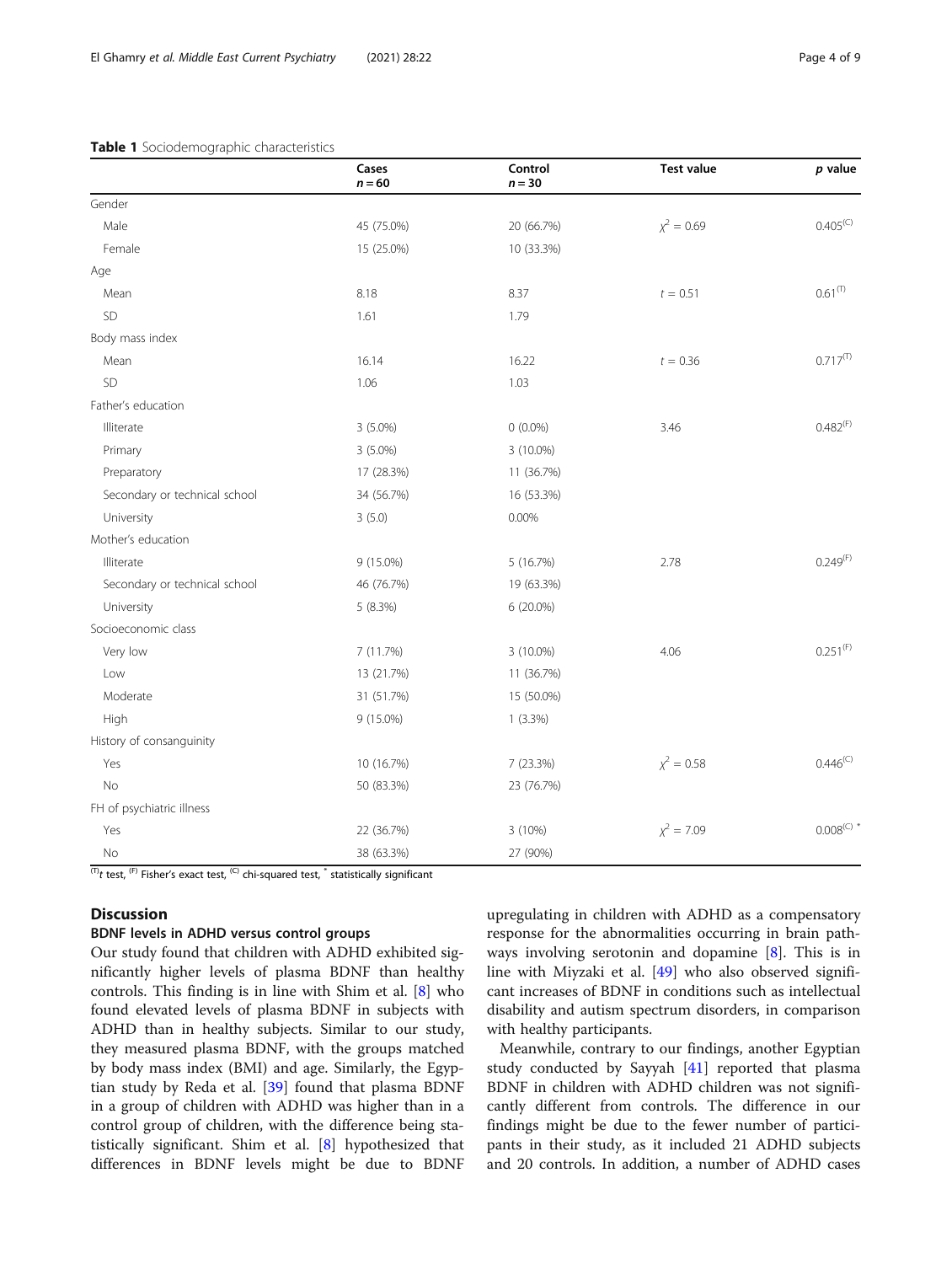**Table 1** Sociodemographic characteristics

| | Cases $n = 60$ | Control $n = 30$ | Test value | $p$ value |
|---|---|---|---|---|
| Gender | | | | |
| Male | 45 (75.0%) | 20 (66.7%) | $\chi^2 = 0.69$ | $0.405^{(C)}$ |
| Female | 15 (25.0%) | 10 (33.3%) | | |
| Age | | | | |
| Mean | 8.18 | 8.37 | $t = 0.51$ | $0.61^{(T)}$ |
| SD | 1.61 | 1.79 | | |
| Body mass index | | | | |
| Mean | 16.14 | 16.22 | $t = 0.36$ | $0.717^{(T)}$ |
| SD | 1.06 | 1.03 | | |
| Father's education | | | | |
| Illiterate | 3 (5.0%) | 0 (0.0%) | 3.46 | $0.482^{(F)}$ |
| Primary | 3 (5.0%) | 3 (10.0%) | | |
| Preparatory | 17 (28.3%) | 11 (36.7%) | | |
| Secondary or technical school | 34 (56.7%) | 16 (53.3%) | | |
| University | 3 (5.0) | 0.00% | | |
| Mother's education | | | | |
| Illiterate | 9 (15.0%) | 5 (16.7%) | 2.78 | $0.249^{(F)}$ |
| Secondary or technical school | 46 (76.7%) | 19 (63.3%) | | |
| University | 5 (8.3%) | 6 (20.0%) | | |
| Socioeconomic class | | | | |
| Very low | 7 (11.7%) | 3 (10.0%) | 4.06 | $0.251^{(F)}$ |
| Low | 13 (21.7%) | 11 (36.7%) | | |
| Moderate | 31 (51.7%) | 15 (50.0%) | | |
| High | 9 (15.0%) | 1 (3.3%) | | |
| History of consanguinity | | | | |
| Yes | 10 (16.7%) | 7 (23.3%) | $\chi^2 = 0.58$ | $0.446^{(C)}$ |
| No | 50 (83.3%) | 23 (76.7%) | | |
| FH of psychiatric illness | | | | |
| Yes | 22 (36.7%) | 3 (10%) | $\chi^2 = 7.09$ | $0.008^{(C)*}$ |
| No | 38 (63.3%) | 27 (90%) | | |

$^{(T)}$$t$ test, $^{(F)}$ Fisher's exact test, $^{(C)}$ chi-squared test, $^{*}$ statistically significant

## Discussion

### BDNF levels in ADHD versus control groups

Our study found that children with ADHD exhibited significantly higher levels of plasma BDNF than healthy controls. This finding is in line with Shim et al. [8] who found elevated levels of plasma BDNF in subjects with ADHD than in healthy subjects. Similar to our study, they measured plasma BDNF, with the groups matched by body mass index (BMI) and age. Similarly, the Egyptian study by Reda et al. [39] found that plasma BDNF in a group of children with ADHD was higher than in a control group of children, with the difference being statistically significant. Shim et al. [8] hypothesized that differences in BDNF levels might be due to BDNF upregulating in children with ADHD as a compensatory response for the abnormalities occurring in brain pathways involving serotonin and dopamine [8]. This is in line with Miyzaki et al. [49] who also observed significant increases of BDNF in conditions such as intellectual disability and autism spectrum disorders, in comparison with healthy participants.

Meanwhile, contrary to our findings, another Egyptian study conducted by Sayyah [41] reported that plasma BDNF in children with ADHD children was not significantly different from controls. The difference in our findings might be due to the fewer number of participants in their study, as it included 21 ADHD subjects and 20 controls. In addition, a number of ADHD cases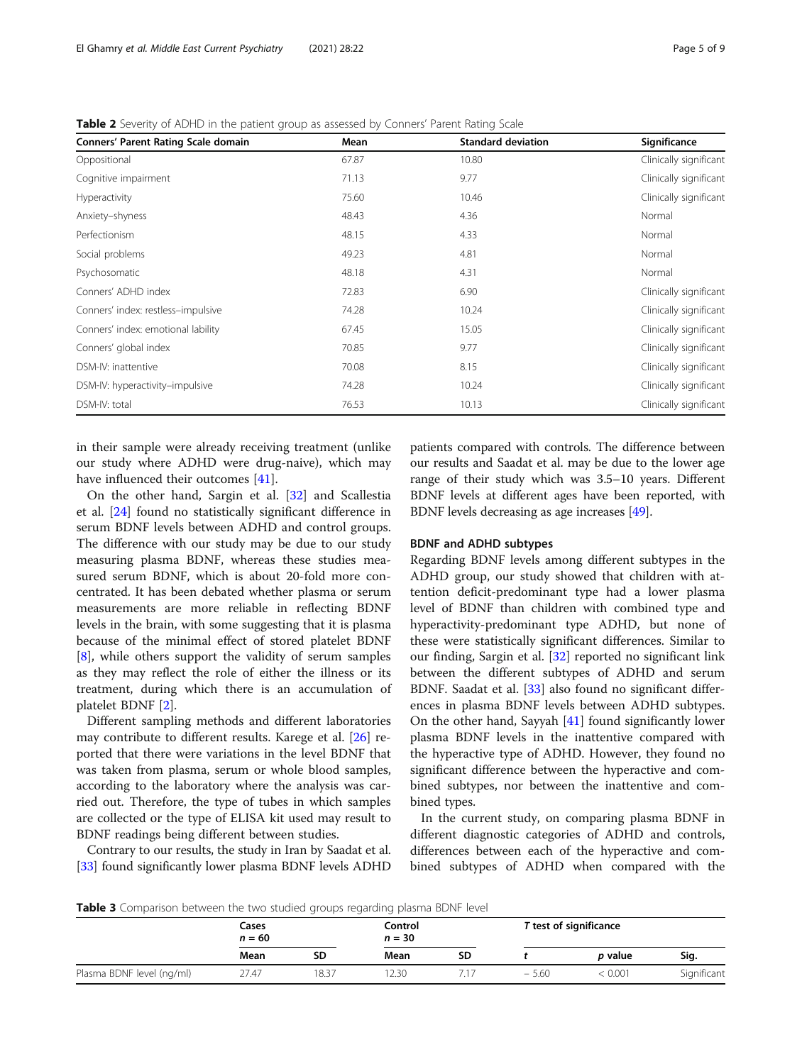**Table 2** Severity of ADHD in the patient group as assessed by Conners' Parent Rating Scale

| Conners' Parent Rating Scale domain | Mean | Standard deviation | Significance |
|---|---|---|---|
| Oppositional | 67.87 | 10.80 | Clinically significant |
| Cognitive impairment | 71.13 | 9.77 | Clinically significant |
| Hyperactivity | 75.60 | 10.46 | Clinically significant |
| Anxiety–shyness | 48.43 | 4.36 | Normal |
| Perfectionism | 48.15 | 4.33 | Normal |
| Social problems | 49.23 | 4.81 | Normal |
| Psychosomatic | 48.18 | 4.31 | Normal |
| Conners' ADHD index | 72.83 | 6.90 | Clinically significant |
| Conners' index: restless–impulsive | 74.28 | 10.24 | Clinically significant |
| Conners' index: emotional lability | 67.45 | 15.05 | Clinically significant |
| Conners' global index | 70.85 | 9.77 | Clinically significant |
| DSM-IV: inattentive | 70.08 | 8.15 | Clinically significant |
| DSM-IV: hyperactivity–impulsive | 74.28 | 10.24 | Clinically significant |
| DSM-IV: total | 76.53 | 10.13 | Clinically significant |

in their sample were already receiving treatment (unlike our study where ADHD were drug-naive), which may have influenced their outcomes [41].

On the other hand, Sargin et al. [32] and Scallestia et al. [24] found no statistically significant difference in serum BDNF levels between ADHD and control groups. The difference with our study may be due to our study measuring plasma BDNF, whereas these studies measured serum BDNF, which is about 20-fold more concentrated. It has been debated whether plasma or serum measurements are more reliable in reflecting BDNF levels in the brain, with some suggesting that it is plasma because of the minimal effect of stored platelet BDNF [8], while others support the validity of serum samples as they may reflect the role of either the illness or its treatment, during which there is an accumulation of platelet BDNF [2].

Different sampling methods and different laboratories may contribute to different results. Karege et al. [26] reported that there were variations in the level BDNF that was taken from plasma, serum or whole blood samples, according to the laboratory where the analysis was carried out. Therefore, the type of tubes in which samples are collected or the type of ELISA kit used may result to BDNF readings being different between studies.

Contrary to our results, the study in Iran by Saadat et al. [33] found significantly lower plasma BDNF levels ADHD patients compared with controls. The difference between our results and Saadat et al. may be due to the lower age range of their study which was 3.5–10 years. Different BDNF levels at different ages have been reported, with BDNF levels decreasing as age increases [49].

### BDNF and ADHD subtypes

Regarding BDNF levels among different subtypes in the ADHD group, our study showed that children with attention deficit-predominant type had a lower plasma level of BDNF than children with combined type and hyperactivity-predominant type ADHD, but none of these were statistically significant differences. Similar to our finding, Sargin et al. [32] reported no significant link between the different subtypes of ADHD and serum BDNF. Saadat et al. [33] also found no significant differences in plasma BDNF levels between ADHD subtypes. On the other hand, Sayyah [41] found significantly lower plasma BDNF levels in the inattentive compared with the hyperactive type of ADHD. However, they found no significant difference between the hyperactive and combined subtypes, nor between the inattentive and combined types.

In the current study, on comparing plasma BDNF in different diagnostic categories of ADHD and controls, differences between each of the hyperactive and combined subtypes of ADHD when compared with the

**Table 3** Comparison between the two studied groups regarding plasma BDNF level

| | Cases $n = 60$ | | Control $n = 30$ | | *T* test of significance | | |
|---|---|---|---|---|---|---|---|
| | Mean | SD | Mean | SD | *t* | *p* value | Sig. |
| Plasma BDNF level (ng/ml) | 27.47 | 18.37 | 12.30 | 7.17 | − 5.60 | < 0.001 | Significant |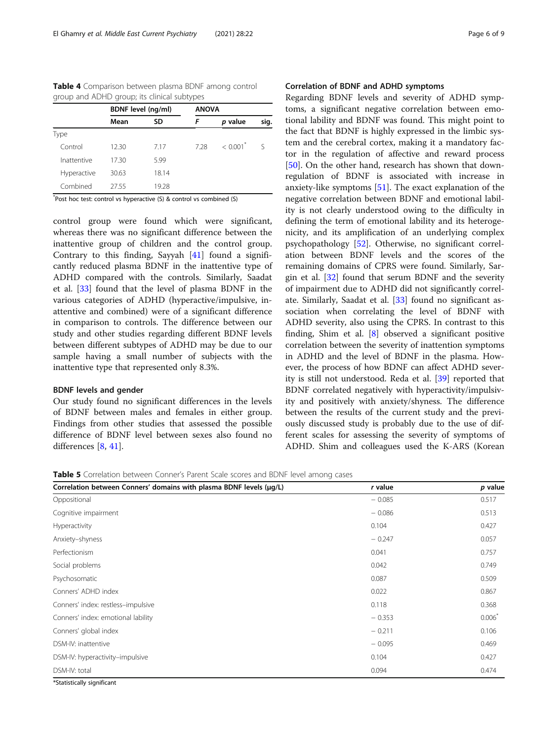**Table 4** Comparison between plasma BDNF among control group and ADHD group; its clinical subtypes

| | BDNF level (ng/ml) | | ANOVA | | |
|---|---|---|---|---|---|
| | Mean | SD | *F* | *p* value | sig. |
| Type | | | | | |
| Control | 12.30 | 7.17 | 7.28 | < 0.001* | S |
| Inattentive | 17.30 | 5.99 | | | |
| Hyperactive | 30.63 | 18.14 | | | |
| Combined | 27.55 | 19.28 | | | |

*Post hoc test: control vs hyperactive (S) & control vs combined (S)

control group were found which were significant, whereas there was no significant difference between the inattentive group of children and the control group. Contrary to this finding, Sayyah [41] found a significantly reduced plasma BDNF in the inattentive type of ADHD compared with the controls. Similarly, Saadat et al. [33] found that the level of plasma BDNF in the various categories of ADHD (hyperactive/impulsive, inattentive and combined) were of a significant difference in comparison to controls. The difference between our study and other studies regarding different BDNF levels between different subtypes of ADHD may be due to our sample having a small number of subjects with the inattentive type that represented only 8.3%.

### BDNF levels and gender

Our study found no significant differences in the levels of BDNF between males and females in either group. Findings from other studies that assessed the possible difference of BDNF level between sexes also found no differences [8, 41].

### Correlation of BDNF and ADHD symptoms

Regarding BDNF levels and severity of ADHD symptoms, a significant negative correlation between emotional lability and BDNF was found. This might point to the fact that BDNF is highly expressed in the limbic system and the cerebral cortex, making it a mandatory factor in the regulation of affective and reward process [50]. On the other hand, research has shown that down-regulation of BDNF is associated with increase in anxiety-like symptoms [51]. The exact explanation of the negative correlation between BDNF and emotional lability is not clearly understood owing to the difficulty in defining the term of emotional lability and its heterogenicity, and its amplification of an underlying complex psychopathology [52]. Otherwise, no significant correlation between BDNF levels and the scores of the remaining domains of CPRS were found. Similarly, Sargin et al. [32] found that serum BDNF and the severity of impairment due to ADHD did not significantly correlate. Similarly, Saadat et al. [33] found no significant association when correlating the level of BDNF with ADHD severity, also using the CPRS. In contrast to this finding, Shim et al. [8] observed a significant positive correlation between the severity of inattention symptoms in ADHD and the level of BDNF in the plasma. However, the process of how BDNF can affect ADHD severity is still not understood. Reda et al. [39] reported that BDNF correlated negatively with hyperactivity/impulsivity and positively with anxiety/shyness. The difference between the results of the current study and the previously discussed study is probably due to the use of different scales for assessing the severity of symptoms of ADHD. Shim and colleagues used the K-ARS (Korean

**Table 5** Correlation between Conner's Parent Scale scores and BDNF level among cases

| Correlation between Conners' domains with plasma BDNF levels (μg/L) | *r* value | *p* value |
|---|---|---|
| Oppositional | − 0.085 | 0.517 |
| Cognitive impairment | − 0.086 | 0.513 |
| Hyperactivity | 0.104 | 0.427 |
| Anxiety–shyness | − 0.247 | 0.057 |
| Perfectionism | 0.041 | 0.757 |
| Social problems | 0.042 | 0.749 |
| Psychosomatic | 0.087 | 0.509 |
| Conners' ADHD index | 0.022 | 0.867 |
| Conners' index: restless–impulsive | 0.118 | 0.368 |
| Conners' index: emotional lability | − 0.353 | 0.006* |
| Conners' global index | − 0.211 | 0.106 |
| DSM-IV: inattentive | − 0.095 | 0.469 |
| DSM-IV: hyperactivity–impulsive | 0.104 | 0.427 |
| DSM-IV: total | 0.094 | 0.474 |

*Statistically significant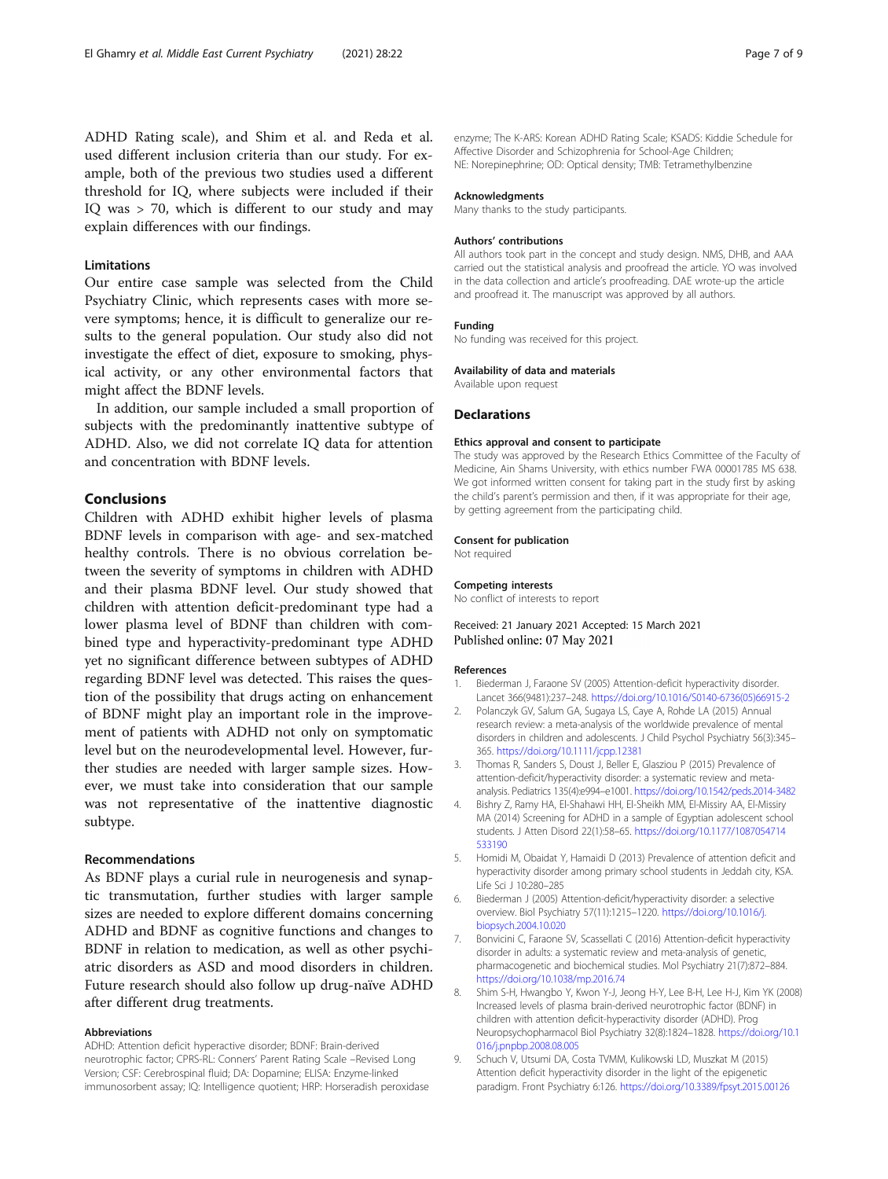ADHD Rating scale), and Shim et al. and Reda et al. used different inclusion criteria than our study. For example, both of the previous two studies used a different threshold for IQ, where subjects were included if their IQ was > 70, which is different to our study and may explain differences with our findings.

### Limitations

Our entire case sample was selected from the Child Psychiatry Clinic, which represents cases with more severe symptoms; hence, it is difficult to generalize our results to the general population. Our study also did not investigate the effect of diet, exposure to smoking, physical activity, or any other environmental factors that might affect the BDNF levels.

In addition, our sample included a small proportion of subjects with the predominantly inattentive subtype of ADHD. Also, we did not correlate IQ data for attention and concentration with BDNF levels.

## Conclusions

Children with ADHD exhibit higher levels of plasma BDNF levels in comparison with age- and sex-matched healthy controls. There is no obvious correlation between the severity of symptoms in children with ADHD and their plasma BDNF level. Our study showed that children with attention deficit-predominant type had a lower plasma level of BDNF than children with combined type and hyperactivity-predominant type ADHD yet no significant difference between subtypes of ADHD regarding BDNF level was detected. This raises the question of the possibility that drugs acting on enhancement of BDNF might play an important role in the improvement of patients with ADHD not only on symptomatic level but on the neurodevelopmental level. However, further studies are needed with larger sample sizes. However, we must take into consideration that our sample was not representative of the inattentive diagnostic subtype.

### Recommendations

As BDNF plays a curial rule in neurogenesis and synaptic transmutation, further studies with larger sample sizes are needed to explore different domains concerning ADHD and BDNF as cognitive functions and changes to BDNF in relation to medication, as well as other psychiatric disorders as ASD and mood disorders in children. Future research should also follow up drug-naïve ADHD after different drug treatments.

#### Abbreviations

ADHD: Attention deficit hyperactive disorder; BDNF: Brain-derived neurotrophic factor; CPRS-RL: Conners' Parent Rating Scale –Revised Long Version; CSF: Cerebrospinal fluid; DA: Dopamine; ELISA: Enzyme-linked immunosorbent assay; IQ: Intelligence quotient; HRP: Horseradish peroxidase enzyme; The K-ARS: Korean ADHD Rating Scale; KSADS: Kiddie Schedule for Affective Disorder and Schizophrenia for School-Age Children; NE: Norepinephrine; OD: Optical density; TMB: Tetramethylbenzine

#### Acknowledgments

Many thanks to the study participants.

#### Authors' contributions

All authors took part in the concept and study design. NMS, DHB, and AAA carried out the statistical analysis and proofread the article. YO was involved in the data collection and article's proofreading. DAE wrote-up the article and proofread it. The manuscript was approved by all authors.

#### Funding

No funding was received for this project.

#### Availability of data and materials

Available upon request

## Declarations

#### Ethics approval and consent to participate

The study was approved by the Research Ethics Committee of the Faculty of Medicine, Ain Shams University, with ethics number FWA 00001785 MS 638. We got informed written consent for taking part in the study first by asking the child's parent's permission and then, if it was appropriate for their age, by getting agreement from the participating child.

#### Consent for publication

Not required

#### Competing interests

No conflict of interests to report

Received: 21 January 2021 Accepted: 15 March 2021
Published online: 07 May 2021

#### References

1. Biederman J, Faraone SV (2005) Attention-deficit hyperactivity disorder. Lancet 366(9481):237–248. https://doi.org/10.1016/S0140-6736(05)66915-2
2. Polanczyk GV, Salum GA, Sugaya LS, Caye A, Rohde LA (2015) Annual research review: a meta-analysis of the worldwide prevalence of mental disorders in children and adolescents. J Child Psychol Psychiatry 56(3):345–365. https://doi.org/10.1111/jcpp.12381
3. Thomas R, Sanders S, Doust J, Beller E, Glasziou P (2015) Prevalence of attention-deficit/hyperactivity disorder: a systematic review and meta-analysis. Pediatrics 135(4):e994–e1001. https://doi.org/10.1542/peds.2014-3482
4. Bishry Z, Ramy HA, El-Shahawi HH, El-Sheikh MM, El-Missiry AA, El-Missiry MA (2014) Screening for ADHD in a sample of Egyptian adolescent school students. J Atten Disord 22(1):58–65. https://doi.org/10.1177/1087054714533190
5. Homidi M, Obaidat Y, Hamaidi D (2013) Prevalence of attention deficit and hyperactivity disorder among primary school students in Jeddah city, KSA. Life Sci J 10:280–285
6. Biederman J (2005) Attention-deficit/hyperactivity disorder: a selective overview. Biol Psychiatry 57(11):1215–1220. https://doi.org/10.1016/j.biopsych.2004.10.020
7. Bonvicini C, Faraone SV, Scassellati C (2016) Attention-deficit hyperactivity disorder in adults: a systematic review and meta-analysis of genetic, pharmacogenetic and biochemical studies. Mol Psychiatry 21(7):872–884. https://doi.org/10.1038/mp.2016.74
8. Shim S-H, Hwangbo Y, Kwon Y-J, Jeong H-Y, Lee B-H, Lee H-J, Kim YK (2008) Increased levels of plasma brain-derived neurotrophic factor (BDNF) in children with attention deficit-hyperactivity disorder (ADHD). Prog Neuropsychopharmacol Biol Psychiatry 32(8):1824–1828. https://doi.org/10.1016/j.pnpbp.2008.08.005
9. Schuch V, Utsumi DA, Costa TVMM, Kulikowski LD, Muszkat M (2015) Attention deficit hyperactivity disorder in the light of the epigenetic paradigm. Front Psychiatry 6:126. https://doi.org/10.3389/fpsyt.2015.00126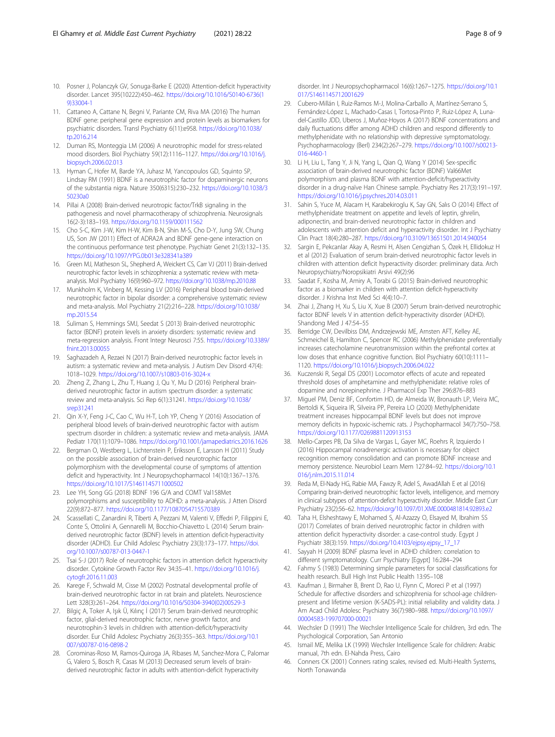10. Posner J, Polanczyk GV, Sonuga-Barke E (2020) Attention-deficit hyperactivity disorder. Lancet 395(10222):450–462. https://doi.org/10.1016/S0140-6736(19)33004-1
11. Cattaneo A, Cattane N, Begni V, Pariante CM, Riva MA (2016) The human BDNF gene: peripheral gene expression and protein levels as biomarkers for psychiatric disorders. Transl Psychiatry 6(11):e958. https://doi.org/10.1038/tp.2016.214
12. Duman RS, Monteggia LM (2006) A neurotrophic model for stress-related mood disorders. Biol Psychiatry 59(12):1116–1127. https://doi.org/10.1016/j.biopsych.2006.02.013
13. Hyman C, Hofer M, Barde YA, Juhasz M, Yancopoulos GD, Squinto SP, Lindsay RM (1991) BDNF is a neurotrophic factor for dopaminergic neurons of the substantia nigra. Nature 350(6315):230–232. https://doi.org/10.1038/350230a0
14. Pillai A (2008) Brain-derived neurotropic factor/TrkB signaling in the pathogenesis and novel pharmacotherapy of schizophrenia. Neurosignals 16(2-3):183–193. https://doi.org/10.1159/000111562
15. Cho S-C, Kim J-W, Kim H-W, Kim B-N, Shin M-S, Cho D-Y, Jung SW, Chung US, Son JW (2011) Effect of ADRA2A and BDNF gene-gene interaction on the continuous performance test phenotype. Psychiatr Genet 21(3):132–135. https://doi.org/10.1097/YPG.0b013e328341a389
16. Green MJ, Matheson SL, Shepherd A, Weickert CS, Carr VJ (2011) Brain-derived neurotrophic factor levels in schizophrenia: a systematic review with meta-analysis. Mol Psychiatry 16(9):960–972. https://doi.org/10.1038/mp.2010.88
17. Munkholm K, Vinberg M, Kessing LV (2016) Peripheral blood brain-derived neurotrophic factor in bipolar disorder: a comprehensive systematic review and meta-analysis. Mol Psychiatry 21(2):216–228. https://doi.org/10.1038/mp.2015.54
18. Suliman S, Hemmings SMJ, Seedat S (2013) Brain-derived neurotrophic factor (BDNF) protein levels in anxiety disorders: systematic review and meta-regression analysis. Front Integr Neurosci 7:55. https://doi.org/10.3389/fnint.2013.00055
19. Saghazadeh A, Rezaei N (2017) Brain-derived neurotrophic factor levels in autism: a systematic review and meta-analysis. J Autism Dev Disord 47(4):1018–1029. https://doi.org/10.1007/s10803-016-3024-x
20. Zheng Z, Zhang L, Zhu T, Huang J, Qu Y, Mu D (2016) Peripheral brain-derived neurotrophic factor in autism spectrum disorder: a systematic review and meta-analysis. Sci Rep 6(1):31241. https://doi.org/10.1038/srep31241
21. Qin X-Y, Feng J-C, Cao C, Wu H-T, Loh YP, Cheng Y (2016) Association of peripheral blood levels of brain-derived neurotrophic factor with autism spectrum disorder in children: a systematic review and meta-analysis. JAMA Pediatr 170(11):1079–1086. https://doi.org/10.1001/jamapediatrics.2016.1626
22. Bergman O, Westberg L, Lichtenstein P, Eriksson E, Larsson H (2011) Study on the possible association of brain-derived neurotrophic factor polymorphism with the developmental course of symptoms of attention deficit and hyperactivity. Int J Neuropsychopharmacol 14(10):1367–1376. https://doi.org/10.1017/S1461145711000502
23. Lee YH, Song GG (2018) BDNF 196 G/A and COMT Val158Met polymorphisms and susceptibility to ADHD: a meta-analysis. J Atten Disord 22(9):872–877. https://doi.org/10.1177/1087054715570389
24. Scassellati C, Zanardini R, Tiberti A, Pezzani M, Valenti V, Effedri P, Filippini E, Conte S, Ottolini A, Gennarelli M, Bocchio-Chiavetto L (2014) Serum brain-derived neurotrophic factor (BDNF) levels in attention deficit-hyperactivity disorder (ADHD). Eur Child Adolesc Psychiatry 23(3):173–177. https://doi.org/10.1007/s00787-013-0447-1
25. Tsai S-J (2017) Role of neurotrophic factors in attention deficit hyperactivity disorder. Cytokine Growth Factor Rev 34:35–41. https://doi.org/10.1016/j.cytogfr.2016.11.003
26. Karege F, Schwald M, Cisse M (2002) Postnatal developmental profile of brain-derived neurotrophic factor in rat brain and platelets. Neuroscience Lett 328(3):261–264. https://doi.org/10.1016/S0304-3940(02)00529-3
27. Bilgiç A, Toker A, Işık Ü, Kılınç İ (2017) Serum brain-derived neurotrophic factor, glial-derived neurotrophic factor, nerve growth factor, and neurotrophin-3 levels in children with attention-deficit/hyperactivity disorder. Eur Child Adolesc Psychiatry 26(3):355–363. https://doi.org/10.1007/s00787-016-0898-2
28. Corominas-Roso M, Ramos-Quiroga JA, Ribases M, Sanchez-Mora C, Palomar G, Valero S, Bosch R, Casas M (2013) Decreased serum levels of brain-derived neurotrophic factor in adults with attention-deficit hyperactivity disorder. Int J Neuropsychopharmacol 16(6):1267–1275. https://doi.org/10.1017/S1461145712001629
29. Cubero-Millán I, Ruiz-Ramos M-J, Molina-Carballo A, Martínez-Serrano S, Fernández-López L, Machado-Casas I, Tortosa-Pinto P, Ruiz-López A, Luna-del-Castillo JDD, Uberos J, Muñoz-Hoyos A (2017) BDNF concentrations and daily fluctuations differ among ADHD children and respond differently to methylphenidate with no relationship with depressive symptomatology. Psychopharmacology (Berl) 234(2):267–279. https://doi.org/10.1007/s00213-016-4460-1
30. Li H, Liu L, Tang Y, Ji N, Yang L, Qian Q, Wang Y (2014) Sex-specific association of brain-derived neurotrophic factor (BDNF) Val66Met polymorphism and plasma BDNF with attention-deficit/hyperactivity disorder in a drug-naïve Han Chinese sample. Psychiatry Res 217(3):191–197. https://doi.org/10.1016/j.psychres.2014.03.011
31. Sahin S, Yuce M, Alacam H, Karabekiroglu K, Say GN, Salıs O (2014) Effect of methylphenidate treatment on appetite and levels of leptin, ghrelin, adiponectin, and brain-derived neurotrophic factor in children and adolescents with attention deficit and hyperactivity disorder. Int J Psychiatry Clin Pract 18(4):280–287. https://doi.org/10.3109/13651501.2014.940054
32. Sargin E, Pekcanlar Akay A, Resmi H, Alsen Cengizhan S, Özek H, Ellidokuz H et al (2012) Evaluation of serum brain-derived neurotrophic factor levels in children with attention deficit hyperactivity disorder: preliminary data. Arch Neuropsychiatry/Noropsikiatri Arsivi 49(2):96
33. Saadat F, Kosha M, Amiry A, Torabi G (2015) Brain-derived neurotrophic factor as a biomarker in children with attention deficit-hyperactivity disorder. J Krishna Inst Med Sci 4(4):10–7.
34. Zhai J, Zhang H, Xu S, Liu X, Xue B (2007) Serum brain-derived neurotrophic factor BDNF levels V in attention deficit-hyperactivity disorder (ADHD). Shandong Med J 47:54–55
35. Berridge CW, Devilbiss DM, Andrzejewski ME, Arnsten AFT, Kelley AE, Schmeichel B, Hamilton C, Spencer RC (2006) Methylphenidate preferentially increases catecholamine neurotransmission within the prefrontal cortex at low doses that enhance cognitive function. Biol Psychiatry 60(10):1111–1120. https://doi.org/10.1016/j.biopsych.2006.04.022
36. Kuczenski R, Segal DS (2001) Locomotor effects of acute and repeated threshold doses of amphetamine and methylphenidate: relative roles of dopamine and norepinephrine. J Pharmacol Exp Ther 296:876–883
37. Miguel PM, Deniz BF, Confortim HD, de Almeida W, Bronauth LP, Vieira MC, Bertoldi K, Siqueira IR, Silveira PP, Pereira LO (2020) Methylphenidate treatment increases hippocampal BDNF levels but does not improve memory deficits in hypoxic-ischemic rats. J Psychopharmacol 34(7):750–758. https://doi.org/10.1177/0269881120913153
38. Mello-Carpes PB, Da Silva de Vargas L, Gayer MC, Roehrs R, Izquierdo I (2016) Hippocampal noradrenergic activation is necessary for object recognition memory consolidation and can promote BDNF increase and memory persistence. Neurobiol Learn Mem 127:84–92. https://doi.org/10.1016/j.nlm.2015.11.014
39. Reda M, El-Nady HG, Rabie MA, Fawzy R, Adel S, AwadAllah E et al (2016) Comparing brain-derived neurotrophic factor levels, intelligence, and memory in clinical subtypes of attention-deficit hyperactivity disorder. Middle East Curr Psychiatry 23(2):56–62. https://doi.org/10.1097/01.XME.0000481814.92893.e2
40. Taha H, Elsheshtawy E, Mohamed S, Al-Azazzy O, Elsayed M, Ibrahim SS (2017) Correlates of brain derived neurotrophic factor in children with attention deficit hyperactivity disorder: a case-control study. Egypt J Psychiatr 38(3):159. https://doi.org/10.4103/ejpsy.ejpsy_17_17
41. Sayyah H (2009) BDNF plasma level in ADHD children: correlation to different symptomatology. Curr Psychiatry [Egypt] 16:284–294
42. Fahmy S (1983) Determining simple parameters for social classifications for health research. Bull High Inst Public Health 13:95–108
43. Kaufman J, Birmaher B, Brent D, Rao U, Flynn C, Moreci P et al (1997) Schedule for affective disorders and schizophrenia for school-age children-present and lifetime version (K-SADS-PL): initial reliability and validity data. J Am Acad Child Adolesc Psychiatry 36(7):980–988. https://doi.org/10.1097/00004583-199707000-00021
44. Wechsler D (1991) The Wechsler Intelligence Scale for children, 3rd edn. The Psychological Corporation, San Antonio
45. Ismail ME, Melika LK (1999) Wechsler Intelligence Scale for children: Arabic manual, 7th edn. El-Nahda Press, Cairo
46. Conners CK (2001) Conners rating scales, revised ed. Multi-Health Systems, North Tonawanda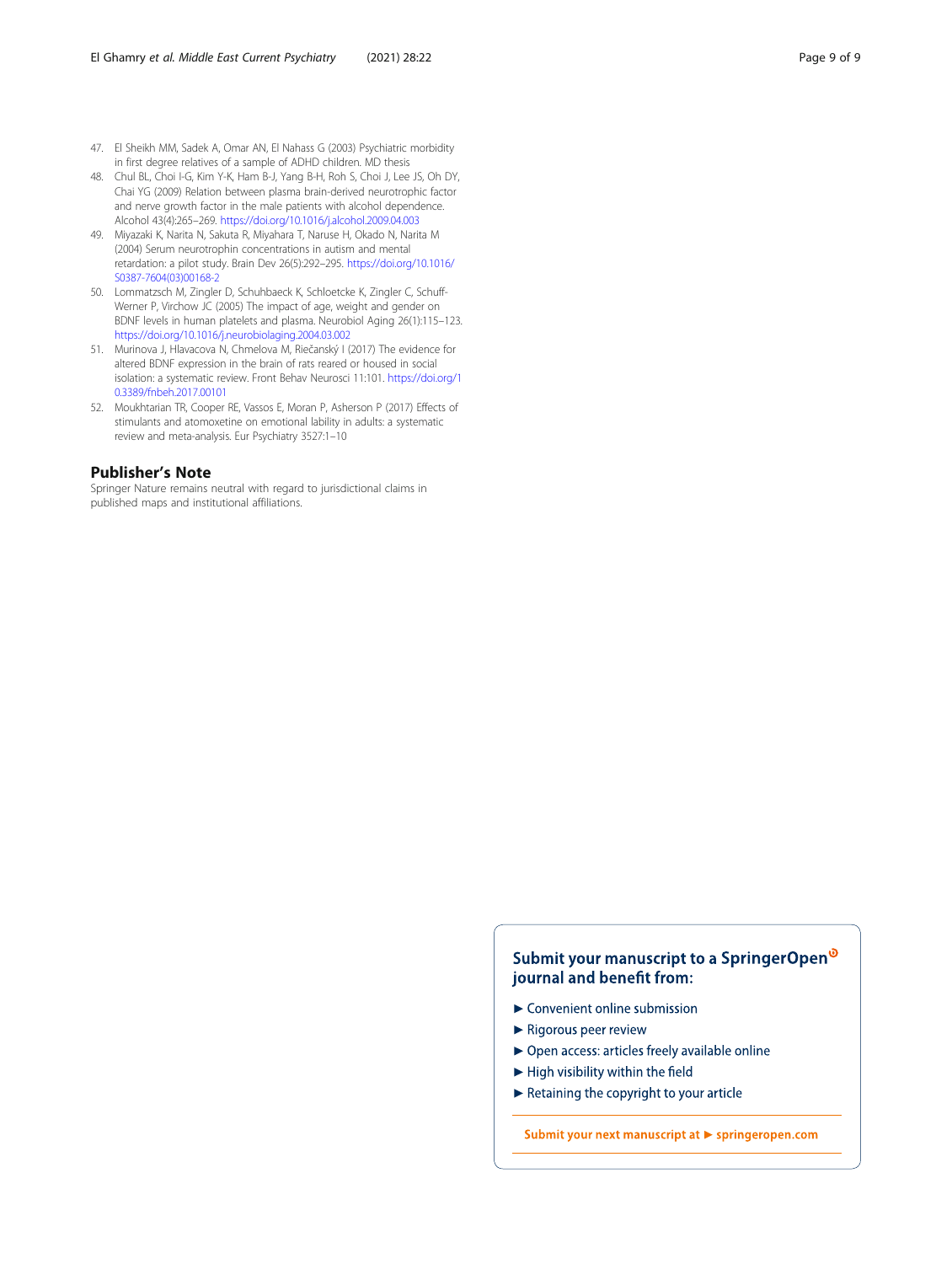47. El Sheikh MM, Sadek A, Omar AN, El Nahass G (2003) Psychiatric morbidity in first degree relatives of a sample of ADHD children. MD thesis
48. Chul BL, Choi I-G, Kim Y-K, Ham B-J, Yang B-H, Roh S, Choi J, Lee JS, Oh DY, Chai YG (2009) Relation between plasma brain-derived neurotrophic factor and nerve growth factor in the male patients with alcohol dependence. Alcohol 43(4):265–269. https://doi.org/10.1016/j.alcohol.2009.04.003
49. Miyazaki K, Narita N, Sakuta R, Miyahara T, Naruse H, Okado N, Narita M (2004) Serum neurotrophin concentrations in autism and mental retardation: a pilot study. Brain Dev 26(5):292–295. https://doi.org/10.1016/S0387-7604(03)00168-2
50. Lommatzsch M, Zingler D, Schuhbaeck K, Schloetcke K, Zingler C, Schuff-Werner P, Virchow JC (2005) The impact of age, weight and gender on BDNF levels in human platelets and plasma. Neurobiol Aging 26(1):115–123. https://doi.org/10.1016/j.neurobiolaging.2004.03.002
51. Murinova J, Hlavacova N, Chmelova M, Riečanský I (2017) The evidence for altered BDNF expression in the brain of rats reared or housed in social isolation: a systematic review. Front Behav Neurosci 11:101. https://doi.org/10.3389/fnbeh.2017.00101
52. Moukhtarian TR, Cooper RE, Vassos E, Moran P, Asherson P (2017) Effects of stimulants and atomoxetine on emotional lability in adults: a systematic review and meta-analysis. Eur Psychiatry 3527:1–10

## Publisher's Note

Springer Nature remains neutral with regard to jurisdictional claims in published maps and institutional affiliations.

**Submit your manuscript to a SpringerOpen journal and benefit from:**

- ► Convenient online submission
- ► Rigorous peer review
- ► Open access: articles freely available online
- ► High visibility within the field
- ► Retaining the copyright to your article

**Submit your next manuscript at ► springeropen.com**